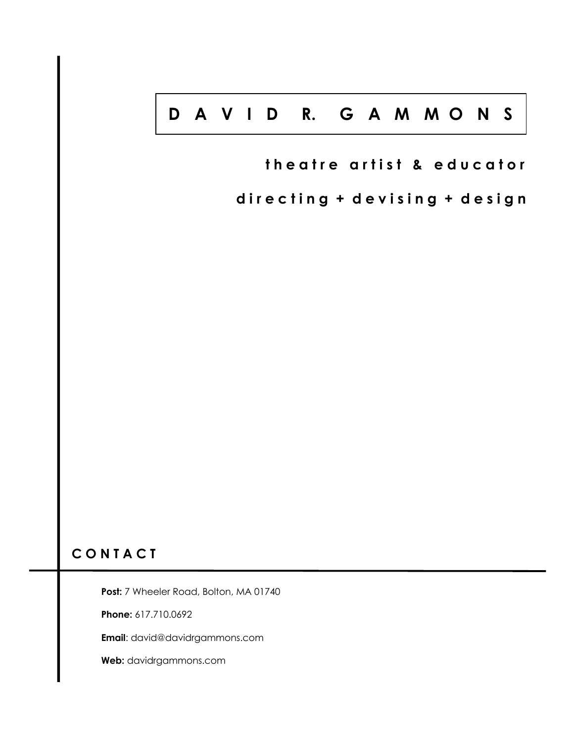# DAVID R. GAMMONS

**theatre artist & educator**

**directing + devising + design**

## CONTACT

**Post:** 7 Wheeler Road, Bolton, MA 01740

**Phone:** 617.710.0692

**Email**: david@davidrgammons.com

**Web:** davidrgammons.com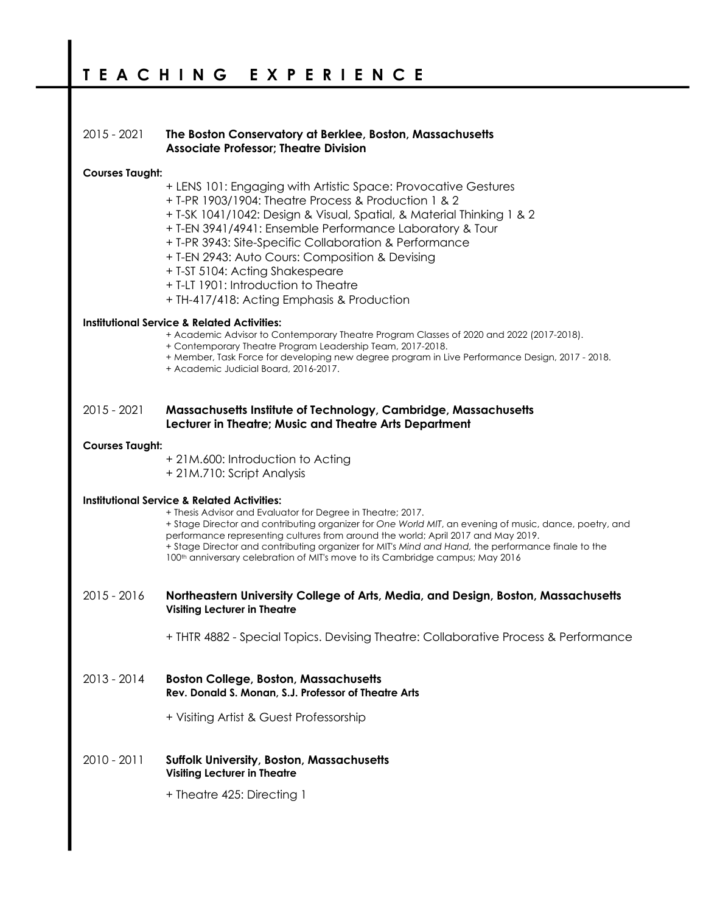# T E A C H I N G  E X P E R I E N C E

2015 - 2021 **The Boston Conservatory at Berklee, Boston, Massachusetts**
**Associate Professor; Theatre Division**

**Courses Taught:**

+ LENS 101: Engaging with Artistic Space: Provocative Gestures
+ T-PR 1903/1904: Theatre Process & Production 1 & 2
+ T-SK 1041/1042: Design & Visual, Spatial, & Material Thinking 1 & 2
+ T-EN 3941/4941: Ensemble Performance Laboratory & Tour
+ T-PR 3943: Site-Specific Collaboration & Performance
+ T-EN 2943: Auto Cours: Composition & Devising
+ T-ST 5104: Acting Shakespeare
+ T-LT 1901: Introduction to Theatre
+ TH-417/418: Acting Emphasis & Production

**Institutional Service & Related Activities:**

+ Academic Advisor to Contemporary Theatre Program Classes of 2020 and 2022 (2017-2018).
+ Contemporary Theatre Program Leadership Team, 2017-2018.
+ Member, Task Force for developing new degree program in Live Performance Design, 2017 - 2018.
+ Academic Judicial Board, 2016-2017.

2015 - 2021 **Massachusetts Institute of Technology, Cambridge, Massachusetts**
**Lecturer in Theatre; Music and Theatre Arts Department**

**Courses Taught:**

+ 21M.600: Introduction to Acting
+ 21M.710: Script Analysis

**Institutional Service & Related Activities:**

+ Thesis Advisor and Evaluator for Degree in Theatre; 2017.
+ Stage Director and contributing organizer for *One World MIT*, an evening of music, dance, poetry, and performance representing cultures from around the world; April 2017 and May 2019.
+ Stage Director and contributing organizer for MIT's *Mind and Hand,* the performance finale to the 100th anniversary celebration of MIT's move to its Cambridge campus; May 2016

2015 - 2016 **Northeastern University College of Arts, Media, and Design, Boston, Massachusetts**
**Visiting Lecturer in Theatre**

+ THTR 4882 - Special Topics. Devising Theatre: Collaborative Process & Performance

2013 - 2014 **Boston College, Boston, Massachusetts**
**Rev. Donald S. Monan, S.J. Professor of Theatre Arts**

+ Visiting Artist & Guest Professorship

2010 - 2011 **Suffolk University, Boston, Massachusetts**
**Visiting Lecturer in Theatre**

+ Theatre 425: Directing 1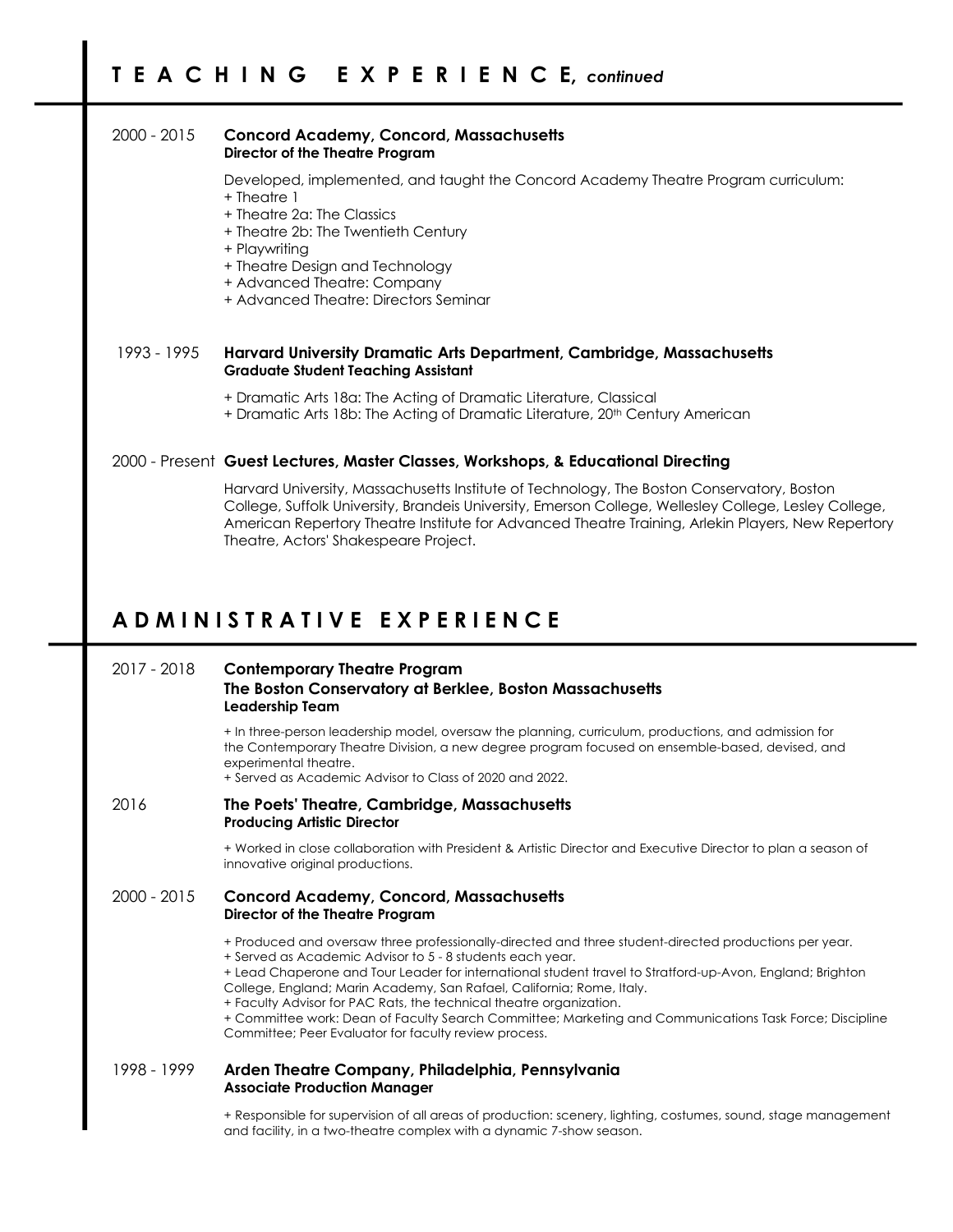# TEACHING EXPERIENCE, *continued*

**2000 - 2015** **Concord Academy, Concord, Massachusetts**
**Director of the Theatre Program**

Developed, implemented, and taught the Concord Academy Theatre Program curriculum:
+ Theatre 1
+ Theatre 2a: The Classics
+ Theatre 2b: The Twentieth Century
+ Playwriting
+ Theatre Design and Technology
+ Advanced Theatre: Company
+ Advanced Theatre: Directors Seminar

**1993 - 1995** **Harvard University Dramatic Arts Department, Cambridge, Massachusetts**
**Graduate Student Teaching Assistant**

+ Dramatic Arts 18a: The Acting of Dramatic Literature, Classical
+ Dramatic Arts 18b: The Acting of Dramatic Literature, 20th Century American

**2000 - Present** **Guest Lectures, Master Classes, Workshops, & Educational Directing**

Harvard University, Massachusetts Institute of Technology, The Boston Conservatory, Boston College, Suffolk University, Brandeis University, Emerson College, Wellesley College, Lesley College, American Repertory Theatre Institute for Advanced Theatre Training, Arlekin Players, New Repertory Theatre, Actors' Shakespeare Project.

# ADMINISTRATIVE EXPERIENCE

**2017 - 2018** **Contemporary Theatre Program**
**The Boston Conservatory at Berklee, Boston Massachusetts**
**Leadership Team**

+ In three-person leadership model, oversaw the planning, curriculum, productions, and admission for the Contemporary Theatre Division, a new degree program focused on ensemble-based, devised, and experimental theatre.
+ Served as Academic Advisor to Class of 2020 and 2022.

**2016** **The Poets' Theatre, Cambridge, Massachusetts**
**Producing Artistic Director**

+ Worked in close collaboration with President & Artistic Director and Executive Director to plan a season of innovative original productions.

**2000 - 2015** **Concord Academy, Concord, Massachusetts**
**Director of the Theatre Program**

+ Produced and oversaw three professionally-directed and three student-directed productions per year.
+ Served as Academic Advisor to 5 - 8 students each year.
+ Lead Chaperone and Tour Leader for international student travel to Stratford-up-Avon, England; Brighton College, England; Marin Academy, San Rafael, California; Rome, Italy.
+ Faculty Advisor for PAC Rats, the technical theatre organization.
+ Committee work: Dean of Faculty Search Committee; Marketing and Communications Task Force; Discipline Committee; Peer Evaluator for faculty review process.

**1998 - 1999** **Arden Theatre Company, Philadelphia, Pennsylvania**
**Associate Production Manager**

+ Responsible for supervision of all areas of production: scenery, lighting, costumes, sound, stage management and facility, in a two-theatre complex with a dynamic 7-show season.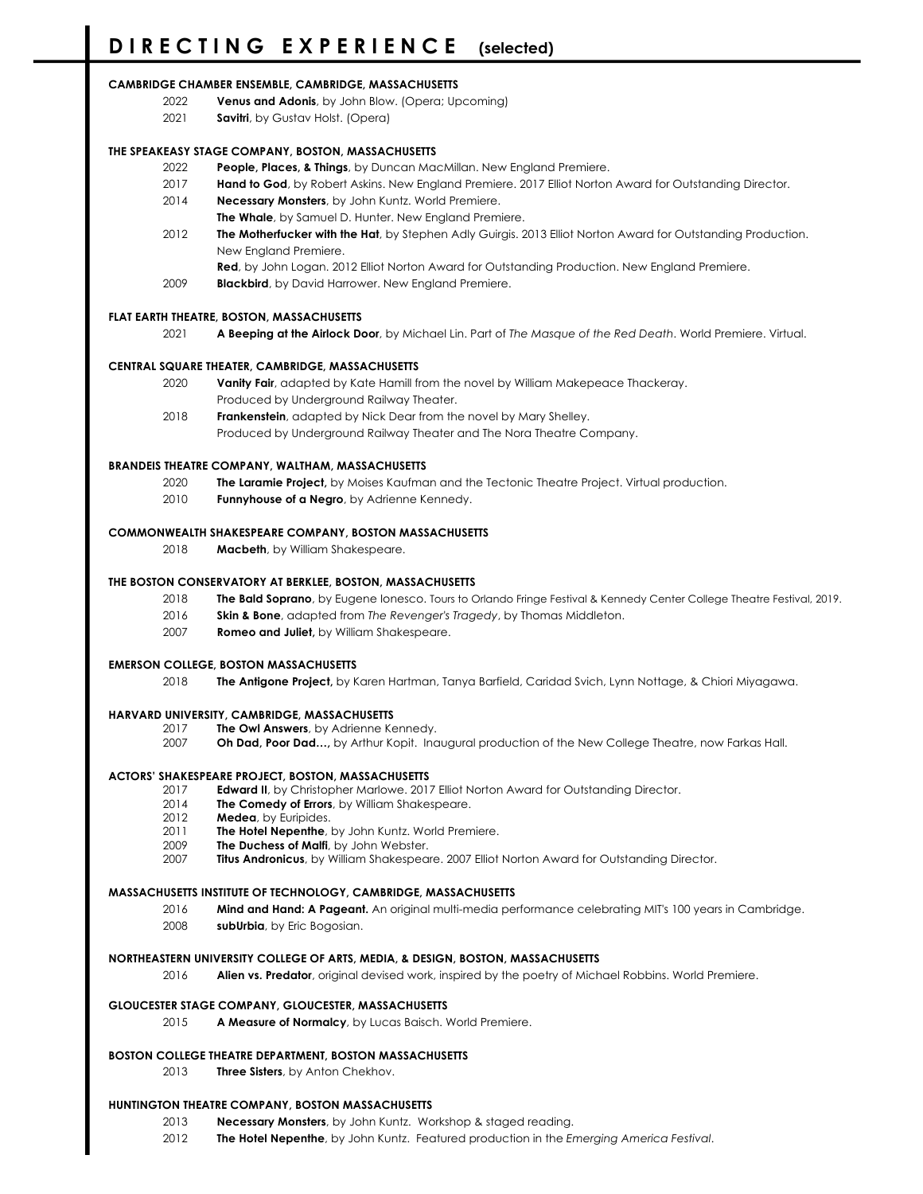# DIRECTING EXPERIENCE (selected)

**CAMBRIDGE CHAMBER ENSEMBLE, CAMBRIDGE, MASSACHUSETTS**

- 2022 **Venus and Adonis**, by John Blow. (Opera; Upcoming)
- 2021 **Savitri**, by Gustav Holst. (Opera)

**THE SPEAKEASY STAGE COMPANY, BOSTON, MASSACHUSETTS**

- 2022 **People, Places, & Things**, by Duncan MacMillan. New England Premiere.
- 2017 **Hand to God**, by Robert Askins. New England Premiere. 2017 Elliot Norton Award for Outstanding Director.
- 2014 **Necessary Monsters**, by John Kuntz. World Premiere.
  **The Whale**, by Samuel D. Hunter. New England Premiere.
- 2012 **The Motherfucker with the Hat**, by Stephen Adly Guirgis. 2013 Elliot Norton Award for Outstanding Production. New England Premiere.
  **Red**, by John Logan. 2012 Elliot Norton Award for Outstanding Production. New England Premiere.
- 2009 **Blackbird**, by David Harrower. New England Premiere.

**FLAT EARTH THEATRE, BOSTON, MASSACHUSETTS**

- 2021 **A Beeping at the Airlock Door**, by Michael Lin. Part of *The Masque of the Red Death*. World Premiere. Virtual.

**CENTRAL SQUARE THEATER, CAMBRIDGE, MASSACHUSETTS**

- 2020 **Vanity Fair**, adapted by Kate Hamill from the novel by William Makepeace Thackeray.
  Produced by Underground Railway Theater.
- 2018 **Frankenstein**, adapted by Nick Dear from the novel by Mary Shelley.
  Produced by Underground Railway Theater and The Nora Theatre Company.

**BRANDEIS THEATRE COMPANY, WALTHAM, MASSACHUSETTS**

- 2020 **The Laramie Project,** by Moises Kaufman and the Tectonic Theatre Project. Virtual production.
- 2010 **Funnyhouse of a Negro**, by Adrienne Kennedy.

**COMMONWEALTH SHAKESPEARE COMPANY, BOSTON MASSACHUSETTS**

- 2018 **Macbeth**, by William Shakespeare.

**THE BOSTON CONSERVATORY AT BERKLEE, BOSTON, MASSACHUSETTS**

- 2018 **The Bald Soprano**, by Eugene Ionesco. Tours to Orlando Fringe Festival & Kennedy Center College Theatre Festival, 2019.
- 2016 **Skin & Bone**, adapted from *The Revenger's Tragedy*, by Thomas Middleton.
- 2007 **Romeo and Juliet,** by William Shakespeare.

**EMERSON COLLEGE, BOSTON MASSACHUSETTS**

- 2018 **The Antigone Project,** by Karen Hartman, Tanya Barfield, Caridad Svich, Lynn Nottage, & Chiori Miyagawa.

**HARVARD UNIVERSITY, CAMBRIDGE, MASSACHUSETTS**

- 2017 **The Owl Answers**, by Adrienne Kennedy.
- 2007 **Oh Dad, Poor Dad…,** by Arthur Kopit. Inaugural production of the New College Theatre, now Farkas Hall.

**ACTORS' SHAKESPEARE PROJECT, BOSTON, MASSACHUSETTS**

- 2017 **Edward II**, by Christopher Marlowe. 2017 Elliot Norton Award for Outstanding Director.
- 2014 **The Comedy of Errors**, by William Shakespeare.
- 2012 **Medea**, by Euripides.
- 2011 **The Hotel Nepenthe**, by John Kuntz. World Premiere.
- 2009 **The Duchess of Malfi**, by John Webster.
- 2007 **Titus Andronicus**, by William Shakespeare. 2007 Elliot Norton Award for Outstanding Director.

**MASSACHUSETTS INSTITUTE OF TECHNOLOGY, CAMBRIDGE, MASSACHUSETTS**

- 2016 **Mind and Hand: A Pageant.** An original multi-media performance celebrating MIT's 100 years in Cambridge.
- 2008 **subUrbia**, by Eric Bogosian.

**NORTHEASTERN UNIVERSITY COLLEGE OF ARTS, MEDIA, & DESIGN, BOSTON, MASSACHUSETTS**

- 2016 **Alien vs. Predator**, original devised work, inspired by the poetry of Michael Robbins. World Premiere.

**GLOUCESTER STAGE COMPANY, GLOUCESTER, MASSACHUSETTS**

- 2015 **A Measure of Normalcy**, by Lucas Baisch. World Premiere.

**BOSTON COLLEGE THEATRE DEPARTMENT, BOSTON MASSACHUSETTS**

- 2013 **Three Sisters**, by Anton Chekhov.

**HUNTINGTON THEATRE COMPANY, BOSTON MASSACHUSETTS**

- 2013 **Necessary Monsters**, by John Kuntz. Workshop & staged reading.
- 2012 **The Hotel Nepenthe**, by John Kuntz. Featured production in the *Emerging America Festival*.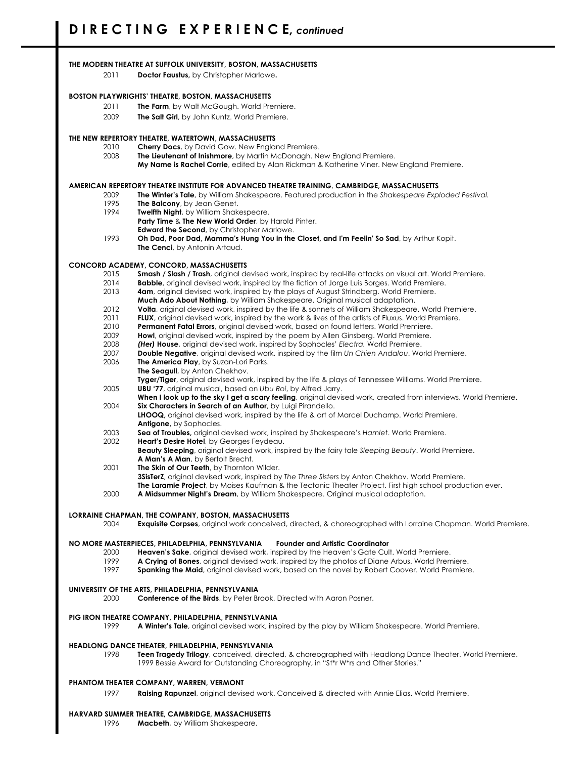# DIRECTING EXPERIENCE, *continued*

**THE MODERN THEATRE AT SUFFOLK UNIVERSITY, BOSTON, MASSACHUSETTS**

2011 **Doctor Faustus,** by Christopher Marlowe**.**

**BOSTON PLAYWRIGHTS' THEATRE, BOSTON, MASSACHUSETTS**

2011 **The Farm**, by Walt McGough. World Premiere.
2009 **The Salt Girl**, by John Kuntz. World Premiere.

**THE NEW REPERTORY THEATRE, WATERTOWN, MASSACHUSETTS**

2010 **Cherry Docs**, by David Gow. New England Premiere.
2008 **The Lieutenant of Inishmore**, by Martin McDonagh. New England Premiere.
**My Name is Rachel Corrie**, edited by Alan Rickman & Katherine Viner. New England Premiere.

**AMERICAN REPERTORY THEATRE INSTITUTE FOR ADVANCED THEATRE TRAINING, CAMBRIDGE, MASSACHUSETTS**

2009 **The Winter's Tale**, by William Shakespeare. Featured production in the *Shakespeare Exploded Festival.*
1995 **The Balcony**, by Jean Genet.
1994 **Twelfth Night**, by William Shakespeare.
**Party Time** & **The New World Order**, by Harold Pinter.
**Edward the Second**, by Christopher Marlowe.
1993 **Oh Dad, Poor Dad, Mamma's Hung You in the Closet, and I'm Feelin' So Sad**, by Arthur Kopit.
**The Cenci**, by Antonin Artaud.

**CONCORD ACADEMY, CONCORD, MASSACHUSETTS**

2015 **Smash / Slash / Trash**, original devised work, inspired by real-life attacks on visual art. World Premiere.
2014 **Babble**, original devised work, inspired by the fiction of Jorge Luis Borges. World Premiere.
2013 **4am**, original devised work, inspired by the plays of August Strindberg. World Premiere.
**Much Ado About Nothing**, by William Shakespeare. Original musical adaptation.
2012 **Volta**, original devised work, inspired by the life & sonnets of William Shakespeare. World Premiere.
2011 **FLUX**, original devised work, inspired by the work & lives of the artists of Fluxus. World Premiere.
2010 **Permanent Fatal Errors**, original devised work, based on found letters. World Premiere.
2009 **Howl**, original devised work, inspired by the poem by Allen Ginsberg. World Premiere.
2008 ***(Her)* House**, original devised work, inspired by Sophocles' *Electra.* World Premiere.
2007 **Double Negative**, original devised work, inspired by the film *Un Chien Andalou*. World Premiere.
2006 **The America Play**, by Suzan-Lori Parks.
**The Seagull**, by Anton Chekhov.
**Tyger/Tiger**, original devised work, inspired by the life & plays of Tennessee Williams. World Premiere.
2005 **UBU '77**, original musical, based on *Ubu Roi*, by Alfred Jarry.
**When I look up to the sky I get a scary feeling**, original devised work, created from interviews. World Premiere.
2004 **Six Characters in Search of an Author**, by Luigi Pirandello.
**LHOOQ,** original devised work, inspired by the life & art of Marcel Duchamp. World Premiere.
**Antigone,** by Sophocles.
2003 **Sea of Troubles,** original devised work, inspired by Shakespeare's *Hamlet*. World Premiere.
2002 **Heart's Desire Hotel**, by Georges Feydeau.
**Beauty Sleeping**, original devised work, inspired by the fairy tale *Sleeping Beauty*. World Premiere.
**A Man's A Man**, by Bertolt Brecht.
2001 **The Skin of Our Teeth**, by Thornton Wilder.
**3SisTerZ**, original devised work, inspired by *The Three Sisters* by Anton Chekhov. World Premiere.
**The Laramie Project**, by Moises Kaufman & the Tectonic Theater Project. First high school production ever.
2000 **A Midsummer Night's Dream**, by William Shakespeare. Original musical adaptation.

**LORRAINE CHAPMAN, THE COMPANY, BOSTON, MASSACHUSETTS**

2004 **Exquisite Corpses**, original work conceived, directed, & choreographed with Lorraine Chapman. World Premiere.

**NO MORE MASTERPIECES, PHILADELPHIA, PENNSYLVANIA** **Founder and Artistic Coordinator**

2000 **Heaven's Sake**, original devised work, inspired by the Heaven's Gate Cult. World Premiere.
1999 **A Crying of Bones**, original devised work, inspired by the photos of Diane Arbus. World Premiere.
1997 **Spanking the Maid**, original devised work, based on the novel by Robert Coover. World Premiere.

**UNIVERSITY OF THE ARTS, PHILADELPHIA, PENNSYLVANIA**

2000 **Conference of the Birds**, by Peter Brook. Directed with Aaron Posner.

**PIG IRON THEATRE COMPANY, PHILADELPHIA, PENNSYLVANIA**

1999 **A Winter's Tale**, original devised work, inspired by the play by William Shakespeare. World Premiere.

**HEADLONG DANCE THEATER, PHILADELPHIA, PENNSYLVANIA**

1998 **Teen Tragedy Trilogy**, conceived, directed, & choreographed with Headlong Dance Theater. World Premiere.
1999 Bessie Award for Outstanding Choreography, in "St*r W*rs and Other Stories."

**PHANTOM THEATER COMPANY, WARREN, VERMONT**

1997 **Raising Rapunzel**, original devised work. Conceived & directed with Annie Elias. World Premiere.

**HARVARD SUMMER THEATRE, CAMBRIDGE, MASSACHUSETTS**

1996 **Macbeth**, by William Shakespeare.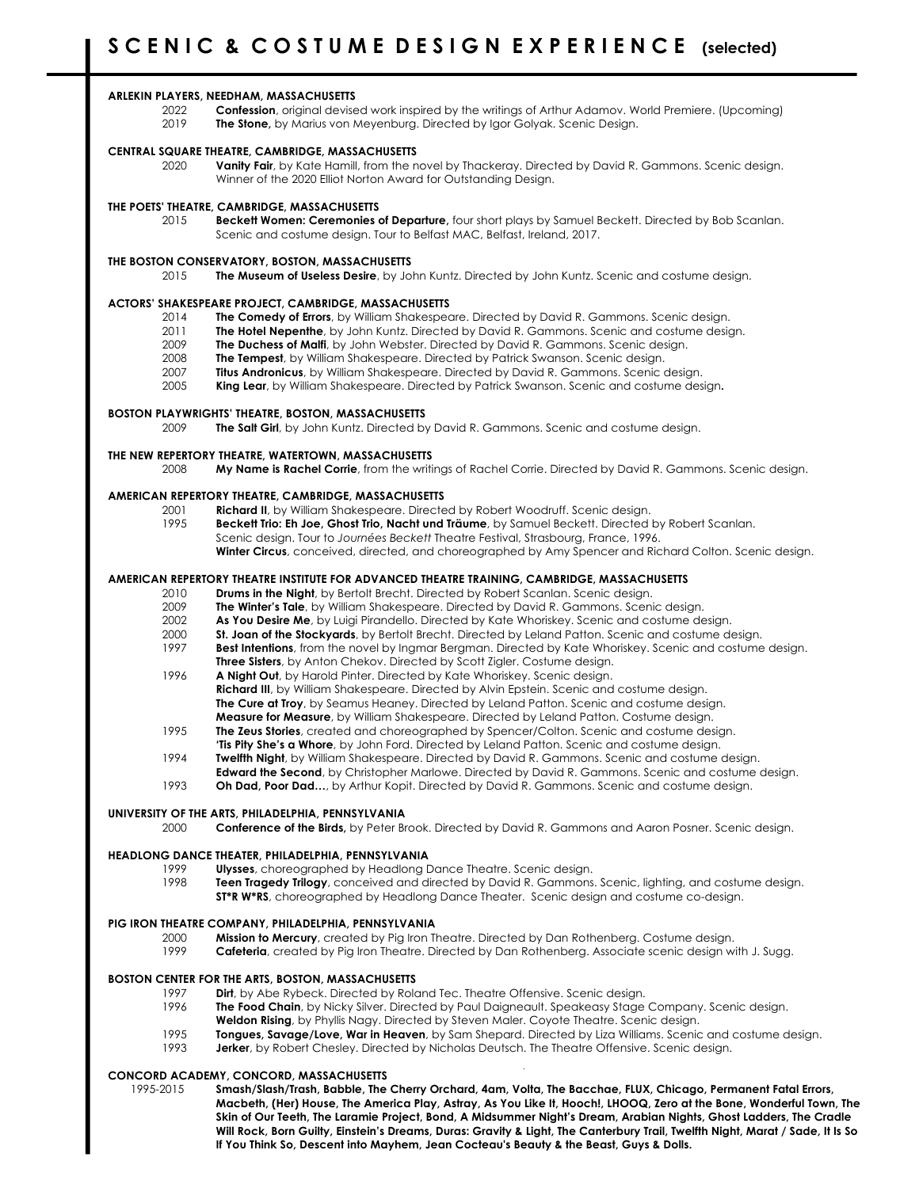# SCENIC & COSTUME DESIGN EXPERIENCE (selected)

**ARLEKIN PLAYERS, NEEDHAM, MASSACHUSETTS**

2022 **Confession**, original devised work inspired by the writings of Arthur Adamov. World Premiere. (Upcoming)
2019 **The Stone,** by Marius von Meyenburg. Directed by Igor Golyak. Scenic Design.

**CENTRAL SQUARE THEATRE, CAMBRIDGE, MASSACHUSETTS**

2020 **Vanity Fair**, by Kate Hamill, from the novel by Thackeray. Directed by David R. Gammons. Scenic design. Winner of the 2020 Elliot Norton Award for Outstanding Design.

**THE POETS' THEATRE, CAMBRIDGE, MASSACHUSETTS**

2015 **Beckett Women: Ceremonies of Departure,** four short plays by Samuel Beckett. Directed by Bob Scanlan. Scenic and costume design. Tour to Belfast MAC, Belfast, Ireland, 2017.

**THE BOSTON CONSERVATORY, BOSTON, MASSACHUSETTS**

2015 **The Museum of Useless Desire**, by John Kuntz. Directed by John Kuntz. Scenic and costume design.

**ACTORS' SHAKESPEARE PROJECT, CAMBRIDGE, MASSACHUSETTS**

2014 **The Comedy of Errors**, by William Shakespeare. Directed by David R. Gammons. Scenic design.
2011 **The Hotel Nepenthe**, by John Kuntz. Directed by David R. Gammons. Scenic and costume design.
2009 **The Duchess of Malfi**, by John Webster. Directed by David R. Gammons. Scenic design.
2008 **The Tempest**, by William Shakespeare. Directed by Patrick Swanson. Scenic design.
2007 **Titus Andronicus**, by William Shakespeare. Directed by David R. Gammons. Scenic design.
2005 **King Lear**, by William Shakespeare. Directed by Patrick Swanson. Scenic and costume design**.**

**BOSTON PLAYWRIGHTS' THEATRE, BOSTON, MASSACHUSETTS**

2009 **The Salt Girl**, by John Kuntz. Directed by David R. Gammons. Scenic and costume design.

**THE NEW REPERTORY THEATRE, WATERTOWN, MASSACHUSETTS**

2008 **My Name is Rachel Corrie**, from the writings of Rachel Corrie. Directed by David R. Gammons. Scenic design.

**AMERICAN REPERTORY THEATRE, CAMBRIDGE, MASSACHUSETTS**

2001 **Richard II**, by William Shakespeare. Directed by Robert Woodruff. Scenic design.
1995 **Beckett Trio: Eh Joe, Ghost Trio, Nacht und Träume**, by Samuel Beckett. Directed by Robert Scanlan. Scenic design. Tour to *Journées Beckett* Theatre Festival, Strasbourg, France, 1996.
**Winter Circus**, conceived, directed, and choreographed by Amy Spencer and Richard Colton. Scenic design.

**AMERICAN REPERTORY THEATRE INSTITUTE FOR ADVANCED THEATRE TRAINING, CAMBRIDGE, MASSACHUSETTS**

2010 **Drums in the Night**, by Bertolt Brecht. Directed by Robert Scanlan. Scenic design.
2009 **The Winter's Tale**, by William Shakespeare. Directed by David R. Gammons. Scenic design.
2002 **As You Desire Me**, by Luigi Pirandello. Directed by Kate Whoriskey. Scenic and costume design.
2000 **St. Joan of the Stockyards**, by Bertolt Brecht. Directed by Leland Patton. Scenic and costume design.
1997 **Best Intentions**, from the novel by Ingmar Bergman. Directed by Kate Whoriskey. Scenic and costume design.
**Three Sisters**, by Anton Chekov. Directed by Scott Zigler. Costume design.
1996 **A Night Out**, by Harold Pinter. Directed by Kate Whoriskey. Scenic design.
**Richard III**, by William Shakespeare. Directed by Alvin Epstein. Scenic and costume design.
**The Cure at Troy**, by Seamus Heaney. Directed by Leland Patton. Scenic and costume design.
**Measure for Measure**, by William Shakespeare. Directed by Leland Patton. Costume design.
1995 **The Zeus Stories**, created and choreographed by Spencer/Colton. Scenic and costume design.
**'Tis Pity She's a Whore**, by John Ford. Directed by Leland Patton. Scenic and costume design.
1994 **Twelfth Night**, by William Shakespeare. Directed by David R. Gammons. Scenic and costume design.
**Edward the Second**, by Christopher Marlowe. Directed by David R. Gammons. Scenic and costume design.
1993 **Oh Dad, Poor Dad…**, by Arthur Kopit. Directed by David R. Gammons. Scenic and costume design.

**UNIVERSITY OF THE ARTS, PHILADELPHIA, PENNSYLVANIA**

2000 **Conference of the Birds,** by Peter Brook. Directed by David R. Gammons and Aaron Posner. Scenic design.

**HEADLONG DANCE THEATER, PHILADELPHIA, PENNSYLVANIA**

1999 **Ulysses**, choreographed by Headlong Dance Theatre. Scenic design.
1998 **Teen Tragedy Trilogy**, conceived and directed by David R. Gammons. Scenic, lighting, and costume design.
**ST*R W*RS**, choreographed by Headlong Dance Theater. Scenic design and costume co-design.

**PIG IRON THEATRE COMPANY, PHILADELPHIA, PENNSYLVANIA**

2000 **Mission to Mercury**, created by Pig Iron Theatre. Directed by Dan Rothenberg. Costume design.
1999 **Cafeteria**, created by Pig Iron Theatre. Directed by Dan Rothenberg. Associate scenic design with J. Sugg.

**BOSTON CENTER FOR THE ARTS, BOSTON, MASSACHUSETTS**

1997 **Dirt**, by Abe Rybeck. Directed by Roland Tec. Theatre Offensive. Scenic design.
1996 **The Food Chain**, by Nicky Silver. Directed by Paul Daigneault. Speakeasy Stage Company. Scenic design.
**Weldon Rising**, by Phyllis Nagy. Directed by Steven Maler. Coyote Theatre. Scenic design.
1995 **Tongues, Savage/Love, War in Heaven**, by Sam Shepard. Directed by Liza Williams. Scenic and costume design.
1993 **Jerker**, by Robert Chesley. Directed by Nicholas Deutsch. The Theatre Offensive. Scenic design.

**CONCORD ACADEMY, CONCORD, MASSACHUSETTS**

1995-2015 **Smash/Slash/Trash, Babble, The Cherry Orchard, 4am, Volta, The Bacchae, FLUX, Chicago, Permanent Fatal Errors, Macbeth, (Her) House, The America Play, Astray, As You Like It, Hooch!, LHOOQ, Zero at the Bone, Wonderful Town, The Skin of Our Teeth, The Laramie Project, Bond, A Midsummer Night's Dream, Arabian Nights, Ghost Ladders, The Cradle Will Rock, Born Guilty, Einstein's Dreams, Duras: Gravity & Light, The Canterbury Trail, Twelfth Night, Marat / Sade, It Is So If You Think So, Descent into Mayhem, Jean Cocteau's Beauty & the Beast, Guys & Dolls.**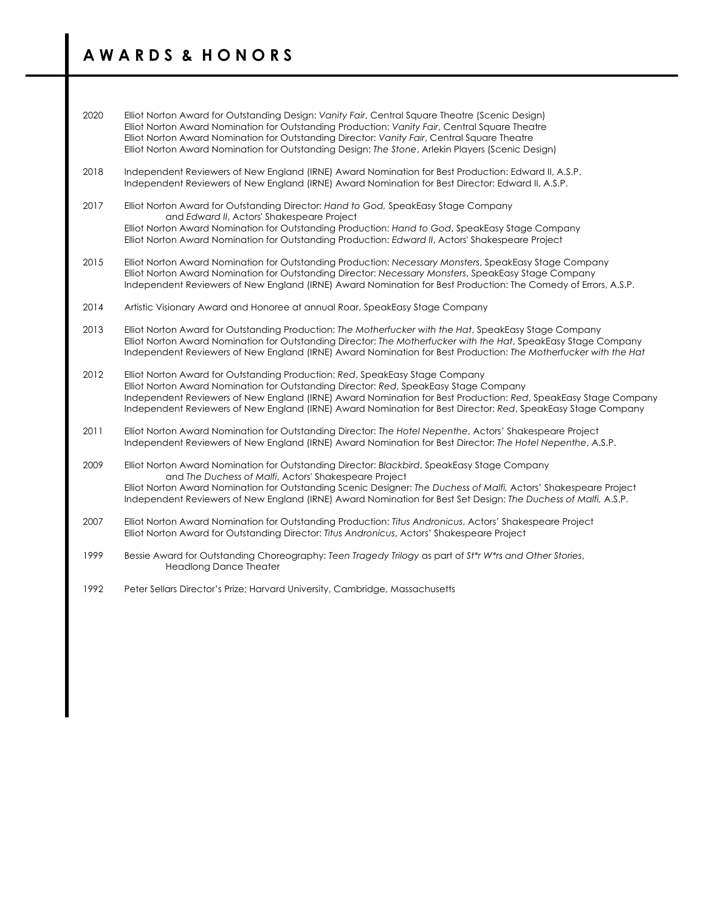# AWARDS & HONORS

2020 Elliot Norton Award for Outstanding Design: *Vanity Fair*, Central Square Theatre (Scenic Design)
Elliot Norton Award Nomination for Outstanding Production: *Vanity Fair*, Central Square Theatre
Elliot Norton Award Nomination for Outstanding Director: *Vanity Fair*, Central Square Theatre
Elliot Norton Award Nomination for Outstanding Design: *The Stone*, Arlekin Players (Scenic Design)

2018 Independent Reviewers of New England (IRNE) Award Nomination for Best Production: Edward II, A.S.P.
Independent Reviewers of New England (IRNE) Award Nomination for Best Director: Edward II, A.S.P.

2017 Elliot Norton Award for Outstanding Director: *Hand to God,* SpeakEasy Stage Company
and *Edward II*, Actors' Shakespeare Project
Elliot Norton Award Nomination for Outstanding Production: *Hand to God*, SpeakEasy Stage Company
Elliot Norton Award Nomination for Outstanding Production: *Edward II*, Actors' Shakespeare Project

2015 Elliot Norton Award Nomination for Outstanding Production: *Necessary Monsters*, SpeakEasy Stage Company
Elliot Norton Award Nomination for Outstanding Director: *Necessary Monsters*, SpeakEasy Stage Company
Independent Reviewers of New England (IRNE) Award Nomination for Best Production: The Comedy of Errors, A.S.P.

2014 Artistic Visionary Award and Honoree at annual Roar, SpeakEasy Stage Company

2013 Elliot Norton Award for Outstanding Production: *The Motherfucker with the Hat*, SpeakEasy Stage Company
Elliot Norton Award Nomination for Outstanding Director: *The Motherfucker with the Hat*, SpeakEasy Stage Company
Independent Reviewers of New England (IRNE) Award Nomination for Best Production: *The Motherfucker with the Hat*

2012 Elliot Norton Award for Outstanding Production: *Red*, SpeakEasy Stage Company
Elliot Norton Award Nomination for Outstanding Director: *Red*, SpeakEasy Stage Company
Independent Reviewers of New England (IRNE) Award Nomination for Best Production: *Red*, SpeakEasy Stage Company
Independent Reviewers of New England (IRNE) Award Nomination for Best Director: *Red*, SpeakEasy Stage Company

2011 Elliot Norton Award Nomination for Outstanding Director: *The Hotel Nepenthe*, Actors' Shakespeare Project
Independent Reviewers of New England (IRNE) Award Nomination for Best Director: *The Hotel Nepenthe*, A.S.P.

2009 Elliot Norton Award Nomination for Outstanding Director: *Blackbird*, SpeakEasy Stage Company
and *The Duchess of Malfi*, Actors' Shakespeare Project
Elliot Norton Award Nomination for Outstanding Scenic Designer: *The Duchess of Malfi,* Actors' Shakespeare Project
Independent Reviewers of New England (IRNE) Award Nomination for Best Set Design: *The Duchess of Malfi,* A.S.P.

2007 Elliot Norton Award Nomination for Outstanding Production: *Titus Andronicus*, Actors' Shakespeare Project
Elliot Norton Award for Outstanding Director: *Titus Andronicus*, Actors' Shakespeare Project

1999 Bessie Award for Outstanding Choreography: *Teen Tragedy Trilogy* as part of *St*r W*rs and Other Stories*,
Headlong Dance Theater

1992 Peter Sellars Director's Prize; Harvard University, Cambridge, Massachusetts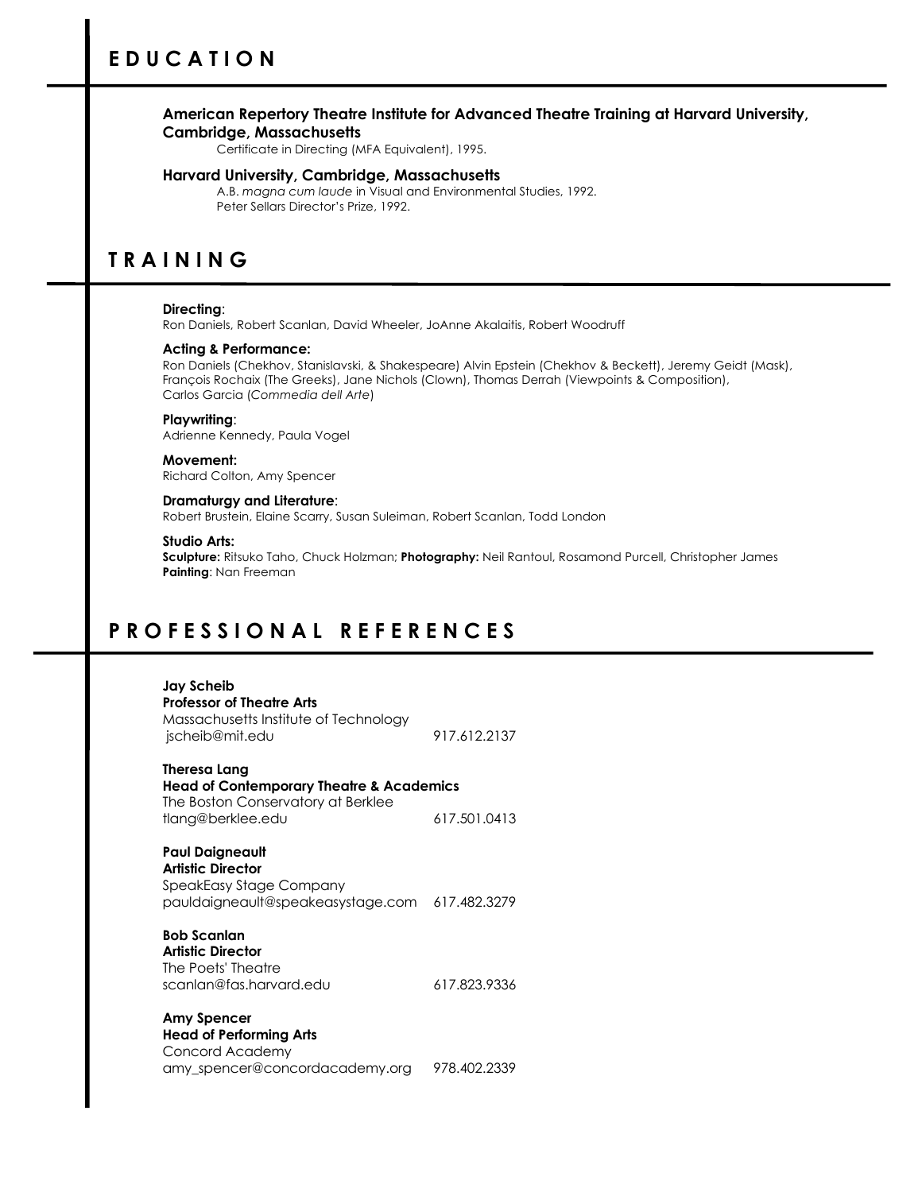# EDUCATION

**American Repertory Theatre Institute for Advanced Theatre Training at Harvard University, Cambridge, Massachusetts**

Certificate in Directing (MFA Equivalent), 1995.

**Harvard University, Cambridge, Massachusetts**

A.B. *magna cum laude* in Visual and Environmental Studies, 1992.
Peter Sellars Director's Prize, 1992.

# TRAINING

**Directing**:
Ron Daniels, Robert Scanlan, David Wheeler, JoAnne Akalaitis, Robert Woodruff

**Acting & Performance:**
Ron Daniels (Chekhov, Stanislavski, & Shakespeare) Alvin Epstein (Chekhov & Beckett), Jeremy Geidt (Mask), François Rochaix (The Greeks), Jane Nichols (Clown), Thomas Derrah (Viewpoints & Composition), Carlos Garcia (*Commedia dell Arte*)

**Playwriting**:
Adrienne Kennedy, Paula Vogel

**Movement:**
Richard Colton, Amy Spencer

**Dramaturgy and Literature**:
Robert Brustein, Elaine Scarry, Susan Suleiman, Robert Scanlan, Todd London

**Studio Arts:**
**Sculpture:** Ritsuko Taho, Chuck Holzman; **Photography:** Neil Rantoul, Rosamond Purcell, Christopher James
**Painting**: Nan Freeman

# PROFESSIONAL REFERENCES

**Jay Scheib**
**Professor of Theatre Arts**
Massachusetts Institute of Technology
jscheib@mit.edu 917.612.2137

**Theresa Lang**
**Head of Contemporary Theatre & Academics**
The Boston Conservatory at Berklee
tlang@berklee.edu 617.501.0413

**Paul Daigneault**
**Artistic Director**
SpeakEasy Stage Company
pauldaigneault@speakeasystage.com 617.482.3279

**Bob Scanlan**
**Artistic Director**
The Poets' Theatre
scanlan@fas.harvard.edu 617.823.9336

**Amy Spencer**
**Head of Performing Arts**
Concord Academy
amy_spencer@concordacademy.org 978.402.2339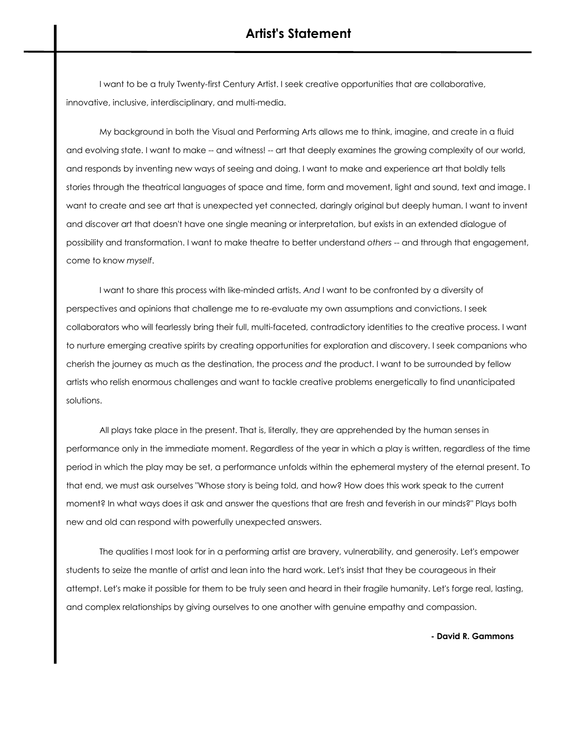# Artist's Statement

I want to be a truly Twenty-first Century Artist. I seek creative opportunities that are collaborative, innovative, inclusive, interdisciplinary, and multi-media.

My background in both the Visual and Performing Arts allows me to think, imagine, and create in a fluid and evolving state. I want to make -- and witness! -- art that deeply examines the growing complexity of our world, and responds by inventing new ways of seeing and doing. I want to make and experience art that boldly tells stories through the theatrical languages of space and time, form and movement, light and sound, text and image. I want to create and see art that is unexpected yet connected, daringly original but deeply human. I want to invent and discover art that doesn't have one single meaning or interpretation, but exists in an extended dialogue of possibility and transformation. I want to make theatre to better understand *others* -- and through that engagement, come to know *myself*.

I want to share this process with like-minded artists. *And* I want to be confronted by a diversity of perspectives and opinions that challenge me to re-evaluate my own assumptions and convictions. I seek collaborators who will fearlessly bring their full, multi-faceted, contradictory identities to the creative process. I want to nurture emerging creative spirits by creating opportunities for exploration and discovery. I seek companions who cherish the journey as much as the destination, the process *and* the product. I want to be surrounded by fellow artists who relish enormous challenges and want to tackle creative problems energetically to find unanticipated solutions.

All plays take place in the present. That is, literally, they are apprehended by the human senses in performance only in the immediate moment. Regardless of the year in which a play is written, regardless of the time period in which the play may be set, a performance unfolds within the ephemeral mystery of the eternal present. To that end, we must ask ourselves "Whose story is being told, and how? How does this work speak to the current moment? In what ways does it ask and answer the questions that are fresh and feverish in our minds?" Plays both new and old can respond with powerfully unexpected answers.

The qualities I most look for in a performing artist are bravery, vulnerability, and generosity. Let's empower students to seize the mantle of artist and lean into the hard work. Let's insist that they be courageous in their attempt. Let's make it possible for them to be truly seen and heard in their fragile humanity. Let's forge real, lasting, and complex relationships by giving ourselves to one another with genuine empathy and compassion.

**- David R. Gammons**